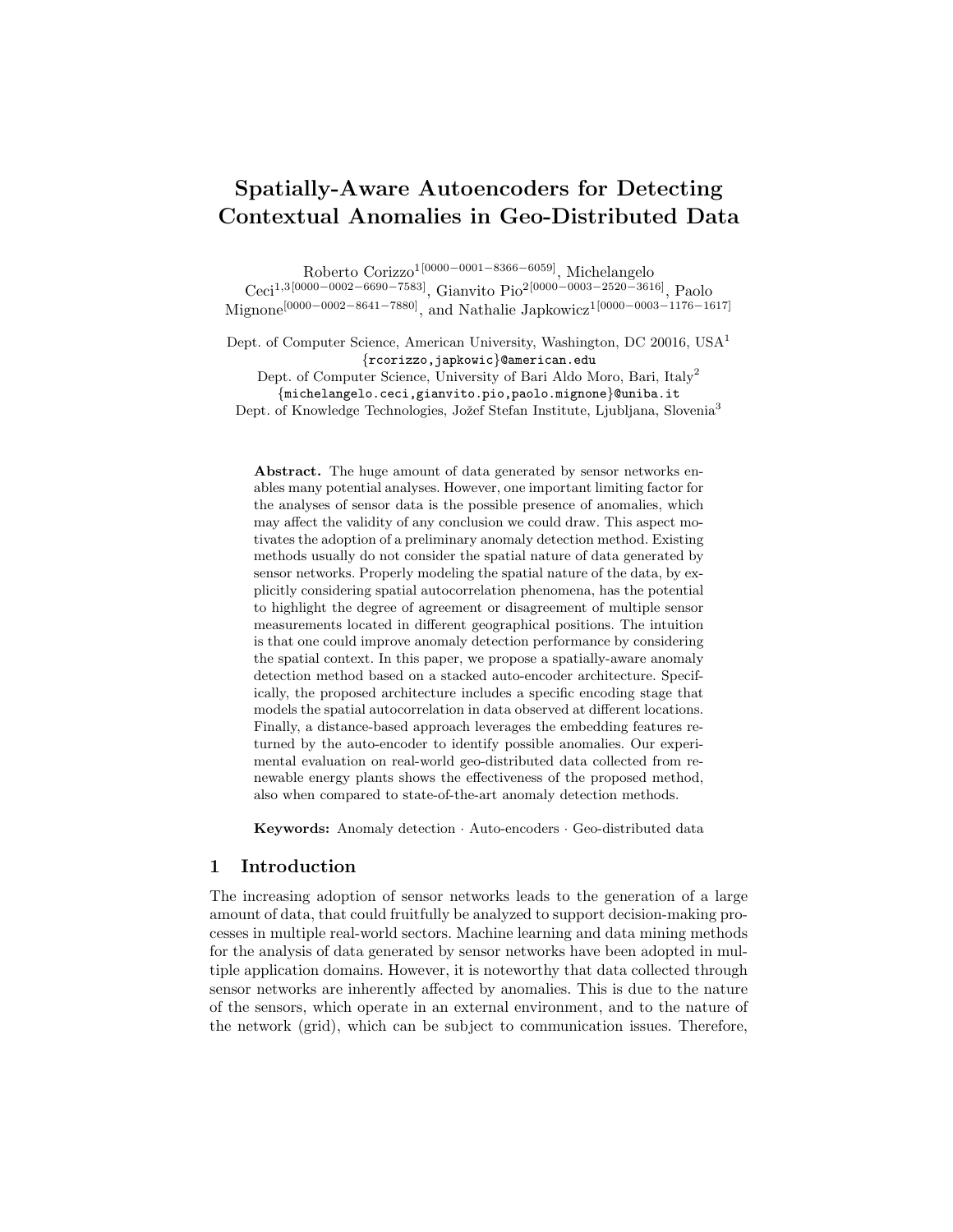# Spatially-Aware Autoencoders for Detecting Contextual Anomalies in Geo-Distributed Data

Roberto Corizzo[1][0000−0001−8366−6059], Michelangelo Ceci[1,3][0000−0002−6690−7583], Gianvito Pio[2][0000−0003−2520−3616], Paolo Mignone[0000−0002−8641−7880], and Nathalie Japkowicz[1][0000−0003−1176−1617]

Dept. of Computer Science, American University, Washington, DC 20016, USA[1]
{rcorizzo,japkowic}@american.edu
Dept. of Computer Science, University of Bari Aldo Moro, Bari, Italy[2]
{michelangelo.ceci,gianvito.pio,paolo.mignone}@uniba.it
Dept. of Knowledge Technologies, Jožef Stefan Institute, Ljubljana, Slovenia[3]

**Abstract.** The huge amount of data generated by sensor networks enables many potential analyses. However, one important limiting factor for the analyses of sensor data is the possible presence of anomalies, which may affect the validity of any conclusion we could draw. This aspect motivates the adoption of a preliminary anomaly detection method. Existing methods usually do not consider the spatial nature of data generated by sensor networks. Properly modeling the spatial nature of the data, by explicitly considering spatial autocorrelation phenomena, has the potential to highlight the degree of agreement or disagreement of multiple sensor measurements located in different geographical positions. The intuition is that one could improve anomaly detection performance by considering the spatial context. In this paper, we propose a spatially-aware anomaly detection method based on a stacked auto-encoder architecture. Specifically, the proposed architecture includes a specific encoding stage that models the spatial autocorrelation in data observed at different locations. Finally, a distance-based approach leverages the embedding features returned by the auto-encoder to identify possible anomalies. Our experimental evaluation on real-world geo-distributed data collected from renewable energy plants shows the effectiveness of the proposed method, also when compared to state-of-the-art anomaly detection methods.

**Keywords:** Anomaly detection · Auto-encoders · Geo-distributed data

## 1 Introduction

The increasing adoption of sensor networks leads to the generation of a large amount of data, that could fruitfully be analyzed to support decision-making processes in multiple real-world sectors. Machine learning and data mining methods for the analysis of data generated by sensor networks have been adopted in multiple application domains. However, it is noteworthy that data collected through sensor networks are inherently affected by anomalies. This is due to the nature of the sensors, which operate in an external environment, and to the nature of the network (grid), which can be subject to communication issues. Therefore,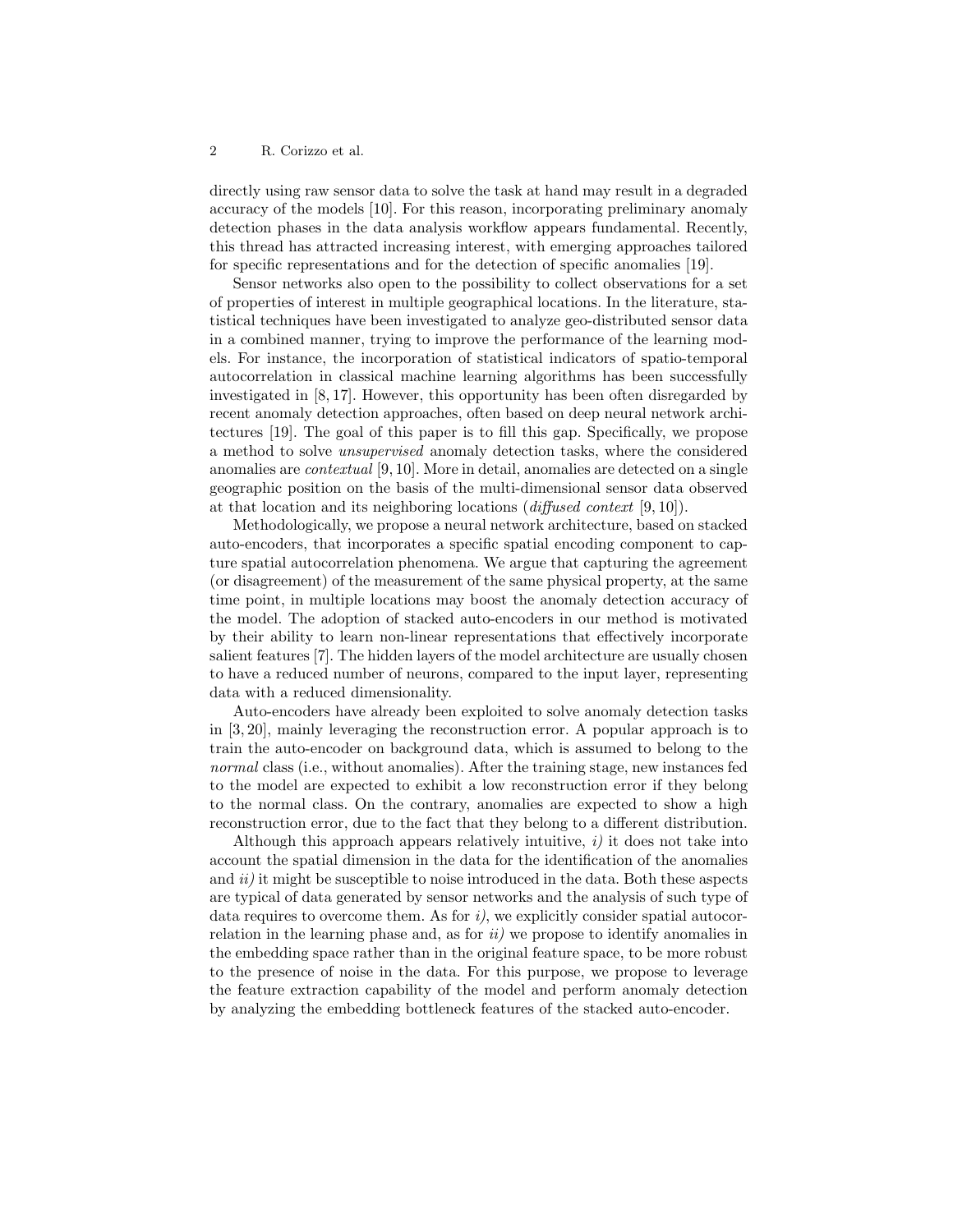directly using raw sensor data to solve the task at hand may result in a degraded accuracy of the models [10]. For this reason, incorporating preliminary anomaly detection phases in the data analysis workflow appears fundamental. Recently, this thread has attracted increasing interest, with emerging approaches tailored for specific representations and for the detection of specific anomalies [19].

Sensor networks also open to the possibility to collect observations for a set of properties of interest in multiple geographical locations. In the literature, statistical techniques have been investigated to analyze geo-distributed sensor data in a combined manner, trying to improve the performance of the learning models. For instance, the incorporation of statistical indicators of spatio-temporal autocorrelation in classical machine learning algorithms has been successfully investigated in [8, 17]. However, this opportunity has been often disregarded by recent anomaly detection approaches, often based on deep neural network architectures [19]. The goal of this paper is to fill this gap. Specifically, we propose a method to solve *unsupervised* anomaly detection tasks, where the considered anomalies are *contextual* [9, 10]. More in detail, anomalies are detected on a single geographic position on the basis of the multi-dimensional sensor data observed at that location and its neighboring locations (*diffused context* [9, 10]).

Methodologically, we propose a neural network architecture, based on stacked auto-encoders, that incorporates a specific spatial encoding component to capture spatial autocorrelation phenomena. We argue that capturing the agreement (or disagreement) of the measurement of the same physical property, at the same time point, in multiple locations may boost the anomaly detection accuracy of the model. The adoption of stacked auto-encoders in our method is motivated by their ability to learn non-linear representations that effectively incorporate salient features [7]. The hidden layers of the model architecture are usually chosen to have a reduced number of neurons, compared to the input layer, representing data with a reduced dimensionality.

Auto-encoders have already been exploited to solve anomaly detection tasks in [3, 20], mainly leveraging the reconstruction error. A popular approach is to train the auto-encoder on background data, which is assumed to belong to the *normal* class (i.e., without anomalies). After the training stage, new instances fed to the model are expected to exhibit a low reconstruction error if they belong to the normal class. On the contrary, anomalies are expected to show a high reconstruction error, due to the fact that they belong to a different distribution.

Although this approach appears relatively intuitive, *i)* it does not take into account the spatial dimension in the data for the identification of the anomalies and *ii)* it might be susceptible to noise introduced in the data. Both these aspects are typical of data generated by sensor networks and the analysis of such type of data requires to overcome them. As for *i)*, we explicitly consider spatial autocorrelation in the learning phase and, as for *ii)* we propose to identify anomalies in the embedding space rather than in the original feature space, to be more robust to the presence of noise in the data. For this purpose, we propose to leverage the feature extraction capability of the model and perform anomaly detection by analyzing the embedding bottleneck features of the stacked auto-encoder.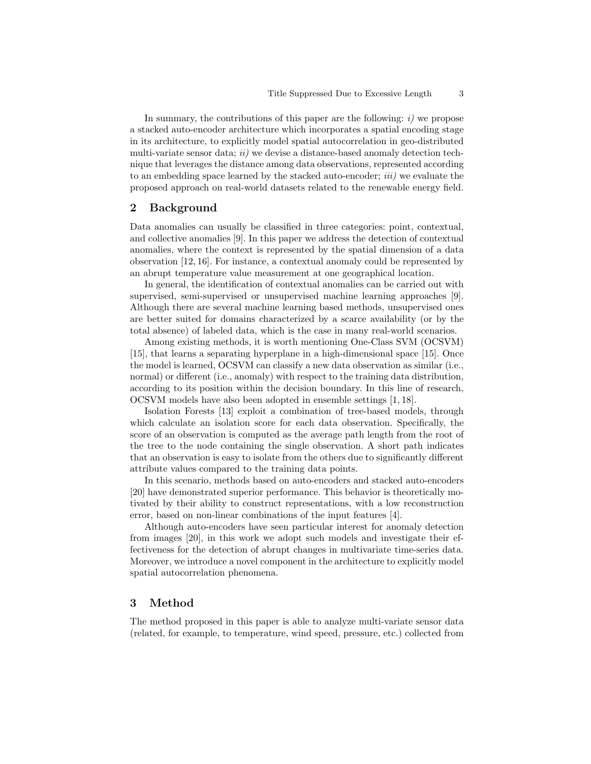In summary, the contributions of this paper are the following: *i)* we propose a stacked auto-encoder architecture which incorporates a spatial encoding stage in its architecture, to explicitly model spatial autocorrelation in geo-distributed multi-variate sensor data; *ii)* we devise a distance-based anomaly detection technique that leverages the distance among data observations, represented according to an embedding space learned by the stacked auto-encoder; *iii)* we evaluate the proposed approach on real-world datasets related to the renewable energy field.

## 2 Background

Data anomalies can usually be classified in three categories: point, contextual, and collective anomalies [9]. In this paper we address the detection of contextual anomalies, where the context is represented by the spatial dimension of a data observation [12, 16]. For instance, a contextual anomaly could be represented by an abrupt temperature value measurement at one geographical location.

In general, the identification of contextual anomalies can be carried out with supervised, semi-supervised or unsupervised machine learning approaches [9]. Although there are several machine learning based methods, unsupervised ones are better suited for domains characterized by a scarce availability (or by the total absence) of labeled data, which is the case in many real-world scenarios.

Among existing methods, it is worth mentioning One-Class SVM (OCSVM) [15], that learns a separating hyperplane in a high-dimensional space [15]. Once the model is learned, OCSVM can classify a new data observation as similar (i.e., normal) or different (i.e., anomaly) with respect to the training data distribution, according to its position within the decision boundary. In this line of research, OCSVM models have also been adopted in ensemble settings [1, 18].

Isolation Forests [13] exploit a combination of tree-based models, through which calculate an isolation score for each data observation. Specifically, the score of an observation is computed as the average path length from the root of the tree to the node containing the single observation. A short path indicates that an observation is easy to isolate from the others due to significantly different attribute values compared to the training data points.

In this scenario, methods based on auto-encoders and stacked auto-encoders [20] have demonstrated superior performance. This behavior is theoretically motivated by their ability to construct representations, with a low reconstruction error, based on non-linear combinations of the input features [4].

Although auto-encoders have seen particular interest for anomaly detection from images [20], in this work we adopt such models and investigate their effectiveness for the detection of abrupt changes in multivariate time-series data. Moreover, we introduce a novel component in the architecture to explicitly model spatial autocorrelation phenomena.

## 3 Method

The method proposed in this paper is able to analyze multi-variate sensor data (related, for example, to temperature, wind speed, pressure, etc.) collected from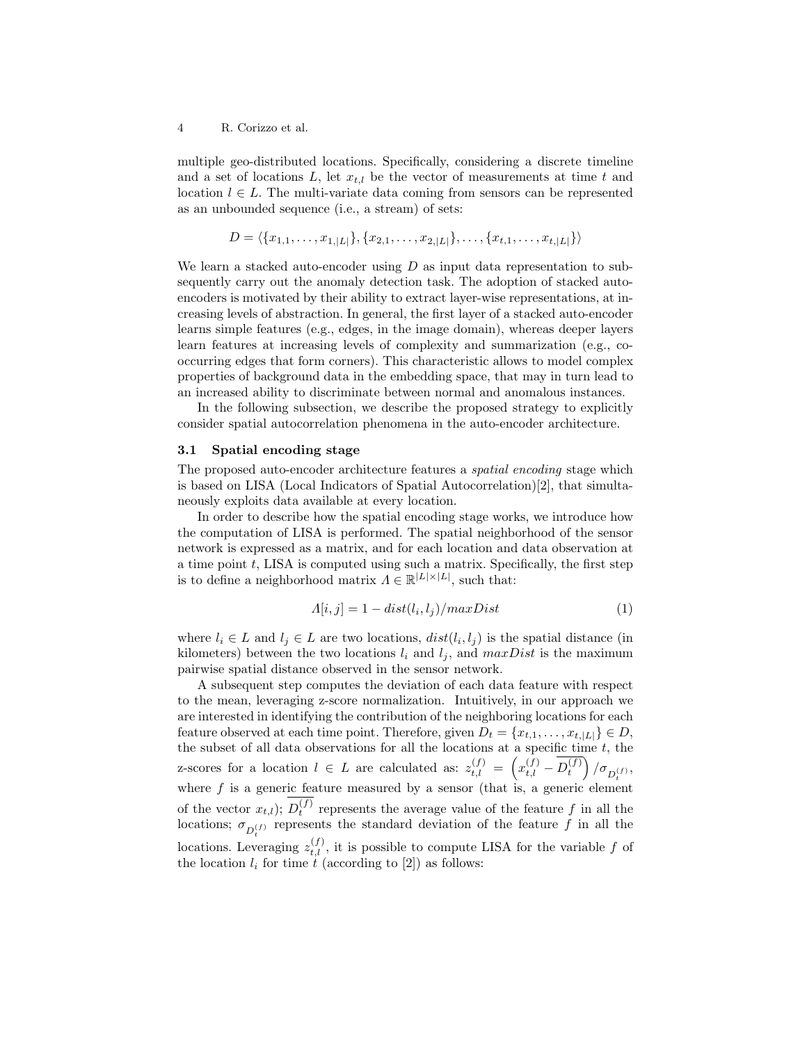multiple geo-distributed locations. Specifically, considering a discrete timeline and a set of locations $L$, let $x_{t,l}$ be the vector of measurements at time $t$ and location $l \in L$. The multi-variate data coming from sensors can be represented as an unbounded sequence (i.e., a stream) of sets:

$$D = \langle \{x_{1,1}, \ldots, x_{1,|L|}\}, \{x_{2,1}, \ldots, x_{2,|L|}\}, \ldots, \{x_{t,1}, \ldots, x_{t,|L|}\} \rangle$$

We learn a stacked auto-encoder using $D$ as input data representation to subsequently carry out the anomaly detection task. The adoption of stacked auto-encoders is motivated by their ability to extract layer-wise representations, at increasing levels of abstraction. In general, the first layer of a stacked auto-encoder learns simple features (e.g., edges, in the image domain), whereas deeper layers learn features at increasing levels of complexity and summarization (e.g., co-occurring edges that form corners). This characteristic allows to model complex properties of background data in the embedding space, that may in turn lead to an increased ability to discriminate between normal and anomalous instances.

In the following subsection, we describe the proposed strategy to explicitly consider spatial autocorrelation phenomena in the auto-encoder architecture.

### 3.1 Spatial encoding stage

The proposed auto-encoder architecture features a *spatial encoding* stage which is based on LISA (Local Indicators of Spatial Autocorrelation)[2], that simultaneously exploits data available at every location.

In order to describe how the spatial encoding stage works, we introduce how the computation of LISA is performed. The spatial neighborhood of the sensor network is expressed as a matrix, and for each location and data observation at a time point $t$, LISA is computed using such a matrix. Specifically, the first step is to define a neighborhood matrix $\Lambda \in \mathbb{R}^{|L| \times |L|}$, such that:

$$\Lambda[i, j] = 1 - dist(l_i, l_j)/maxDist \tag{1}$$

where $l_i \in L$ and $l_j \in L$ are two locations, $dist(l_i, l_j)$ is the spatial distance (in kilometers) between the two locations $l_i$ and $l_j$, and $maxDist$ is the maximum pairwise spatial distance observed in the sensor network.

A subsequent step computes the deviation of each data feature with respect to the mean, leveraging z-score normalization. Intuitively, in our approach we are interested in identifying the contribution of the neighboring locations for each feature observed at each time point. Therefore, given $D_t = \{x_{t,1}, \ldots, x_{t,|L|}\} \in D$, the subset of all data observations for all the locations at a specific time $t$, the z-scores for a location $l \in L$ are calculated as: $z_{t,l}^{(f)} = \left(x_{t,l}^{(f)} - \overline{D_t^{(f)}}\right) / \sigma_{D_t^{(f)}}$, where $f$ is a generic feature measured by a sensor (that is, a generic element of the vector $x_{t,l}$); $\overline{D_t^{(f)}}$ represents the average value of the feature $f$ in all the locations; $\sigma_{D_t^{(f)}}$ represents the standard deviation of the feature $f$ in all the locations. Leveraging $z_{t,l}^{(f)}$, it is possible to compute LISA for the variable $f$ of the location $l_i$ for time $t$ (according to [2]) as follows: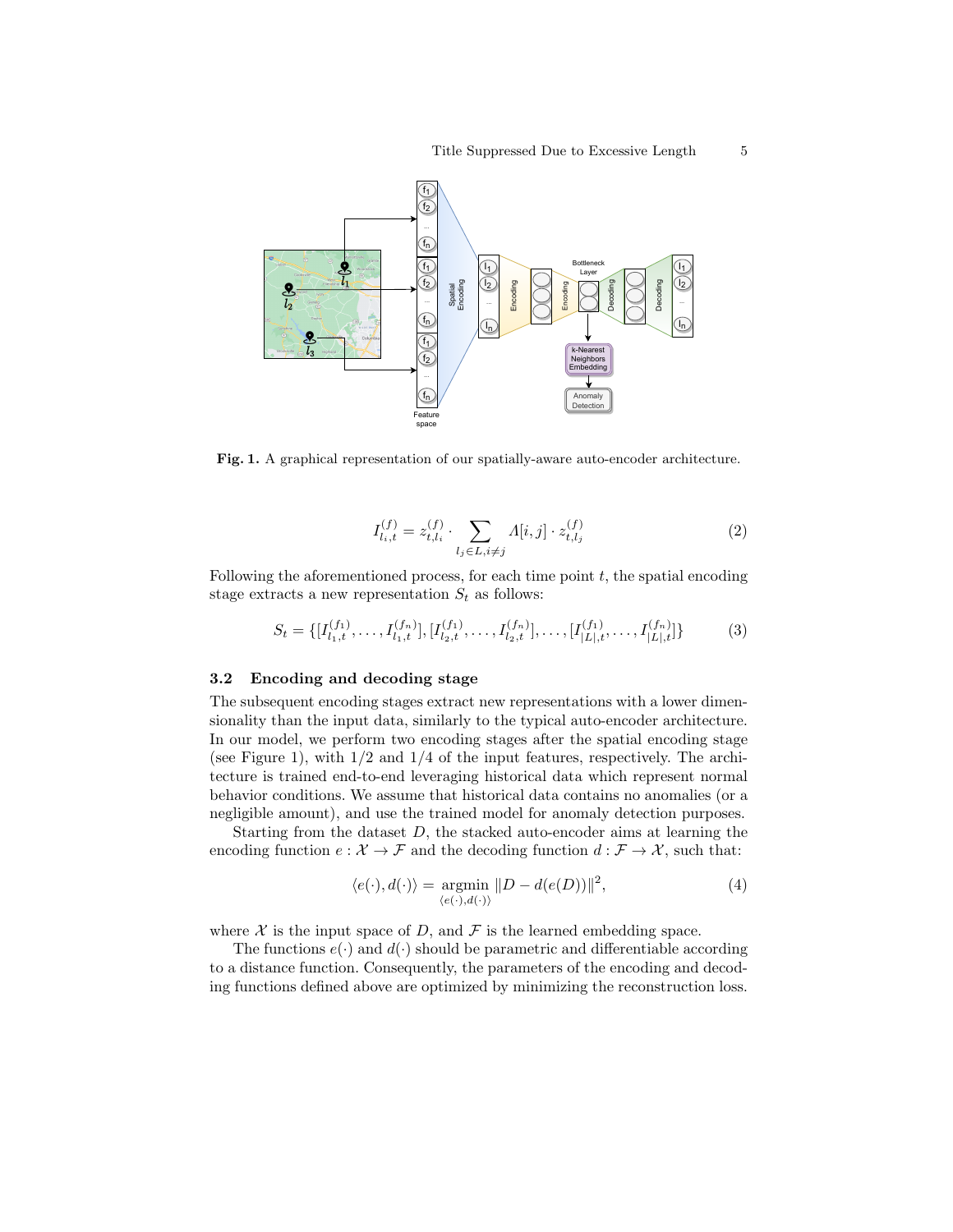Feature space

Spatial Encoding

Encoding

Encoding

Bottleneck Layer

Decoding

Decoding

k-Nearest Neighbors Embedding

Anomaly Detection

**Fig. 1.** A graphical representation of our spatially-aware auto-encoder architecture.

$$I_{l_i,t}^{(f)} = z_{t,l_i}^{(f)} \cdot \sum_{l_j \in L, i \neq j} \Lambda[i,j] \cdot z_{t,l_j}^{(f)} \tag{2}$$

Following the aforementioned process, for each time point $t$, the spatial encoding stage extracts a new representation $S_t$ as follows:

$$S_t = \{[I_{l_1,t}^{(f_1)}, \ldots, I_{l_1,t}^{(f_n)}], [I_{l_2,t}^{(f_1)}, \ldots, I_{l_2,t}^{(f_n)}], \ldots, [I_{|L|,t}^{(f_1)}, \ldots, I_{|L|,t}^{(f_n)}]\} \tag{3}$$

### 3.2 Encoding and decoding stage

The subsequent encoding stages extract new representations with a lower dimensionality than the input data, similarly to the typical auto-encoder architecture. In our model, we perform two encoding stages after the spatial encoding stage (see Figure 1), with 1/2 and 1/4 of the input features, respectively. The architecture is trained end-to-end leveraging historical data which represent normal behavior conditions. We assume that historical data contains no anomalies (or a negligible amount), and use the trained model for anomaly detection purposes.

Starting from the dataset $D$, the stacked auto-encoder aims at learning the encoding function $e : \mathcal{X} \rightarrow \mathcal{F}$ and the decoding function $d : \mathcal{F} \rightarrow \mathcal{X}$, such that:

$$\langle e(\cdot), d(\cdot) \rangle = \underset{\langle e(\cdot), d(\cdot) \rangle}{\operatorname{argmin}} \|D - d(e(D))\|^2, \tag{4}$$

where $\mathcal{X}$ is the input space of $D$, and $\mathcal{F}$ is the learned embedding space.

The functions $e(\cdot)$ and $d(\cdot)$ should be parametric and differentiable according to a distance function. Consequently, the parameters of the encoding and decoding functions defined above are optimized by minimizing the reconstruction loss.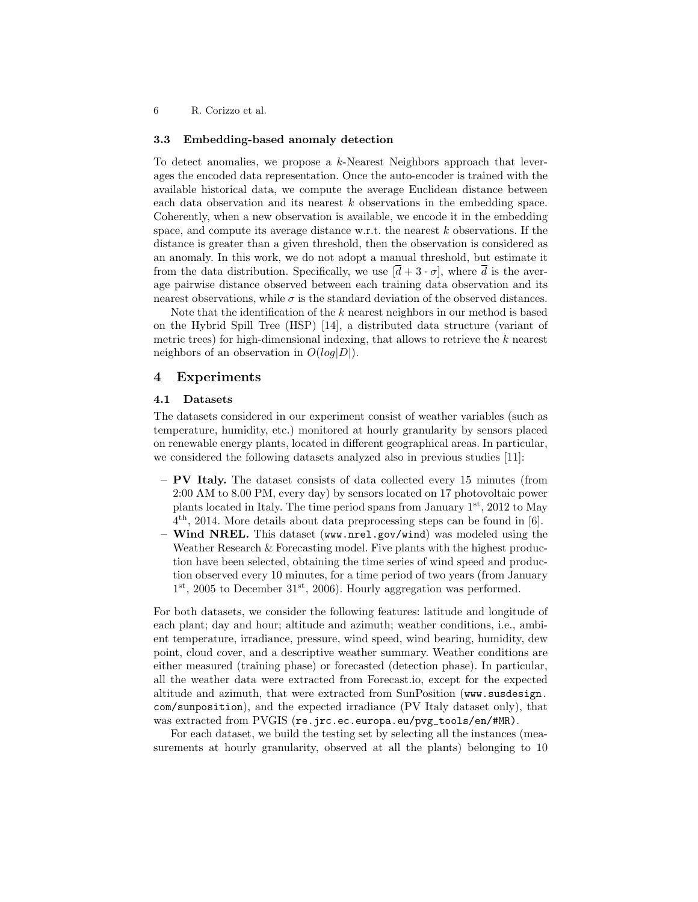### 3.3 Embedding-based anomaly detection

To detect anomalies, we propose a $k$-Nearest Neighbors approach that leverages the encoded data representation. Once the auto-encoder is trained with the available historical data, we compute the average Euclidean distance between each data observation and its nearest $k$ observations in the embedding space. Coherently, when a new observation is available, we encode it in the embedding space, and compute its average distance w.r.t. the nearest $k$ observations. If the distance is greater than a given threshold, then the observation is considered as an anomaly. In this work, we do not adopt a manual threshold, but estimate it from the data distribution. Specifically, we use $[\overline{d} + 3 \cdot \sigma]$, where $\overline{d}$ is the average pairwise distance observed between each training data observation and its nearest observations, while $\sigma$ is the standard deviation of the observed distances.

Note that the identification of the $k$ nearest neighbors in our method is based on the Hybrid Spill Tree (HSP) [14], a distributed data structure (variant of metric trees) for high-dimensional indexing, that allows to retrieve the $k$ nearest neighbors of an observation in $O(log|D|)$.

## 4 Experiments

### 4.1 Datasets

The datasets considered in our experiment consist of weather variables (such as temperature, humidity, etc.) monitored at hourly granularity by sensors placed on renewable energy plants, located in different geographical areas. In particular, we considered the following datasets analyzed also in previous studies [11]:

- **PV Italy.** The dataset consists of data collected every 15 minutes (from 2:00 AM to 8.00 PM, every day) by sensors located on 17 photovoltaic power plants located in Italy. The time period spans from January 1st, 2012 to May 4th, 2014. More details about data preprocessing steps can be found in [6].
- **Wind NREL.** This dataset (www.nrel.gov/wind) was modeled using the Weather Research & Forecasting model. Five plants with the highest production have been selected, obtaining the time series of wind speed and production observed every 10 minutes, for a time period of two years (from January 1st, 2005 to December 31st, 2006). Hourly aggregation was performed.

For both datasets, we consider the following features: latitude and longitude of each plant; day and hour; altitude and azimuth; weather conditions, i.e., ambient temperature, irradiance, pressure, wind speed, wind bearing, humidity, dew point, cloud cover, and a descriptive weather summary. Weather conditions are either measured (training phase) or forecasted (detection phase). In particular, all the weather data were extracted from Forecast.io, except for the expected altitude and azimuth, that were extracted from SunPosition (www.susdesign.com/sunposition), and the expected irradiance (PV Italy dataset only), that was extracted from PVGIS (re.jrc.ec.europa.eu/pvg_tools/en/#MR).

For each dataset, we build the testing set by selecting all the instances (measurements at hourly granularity, observed at all the plants) belonging to 10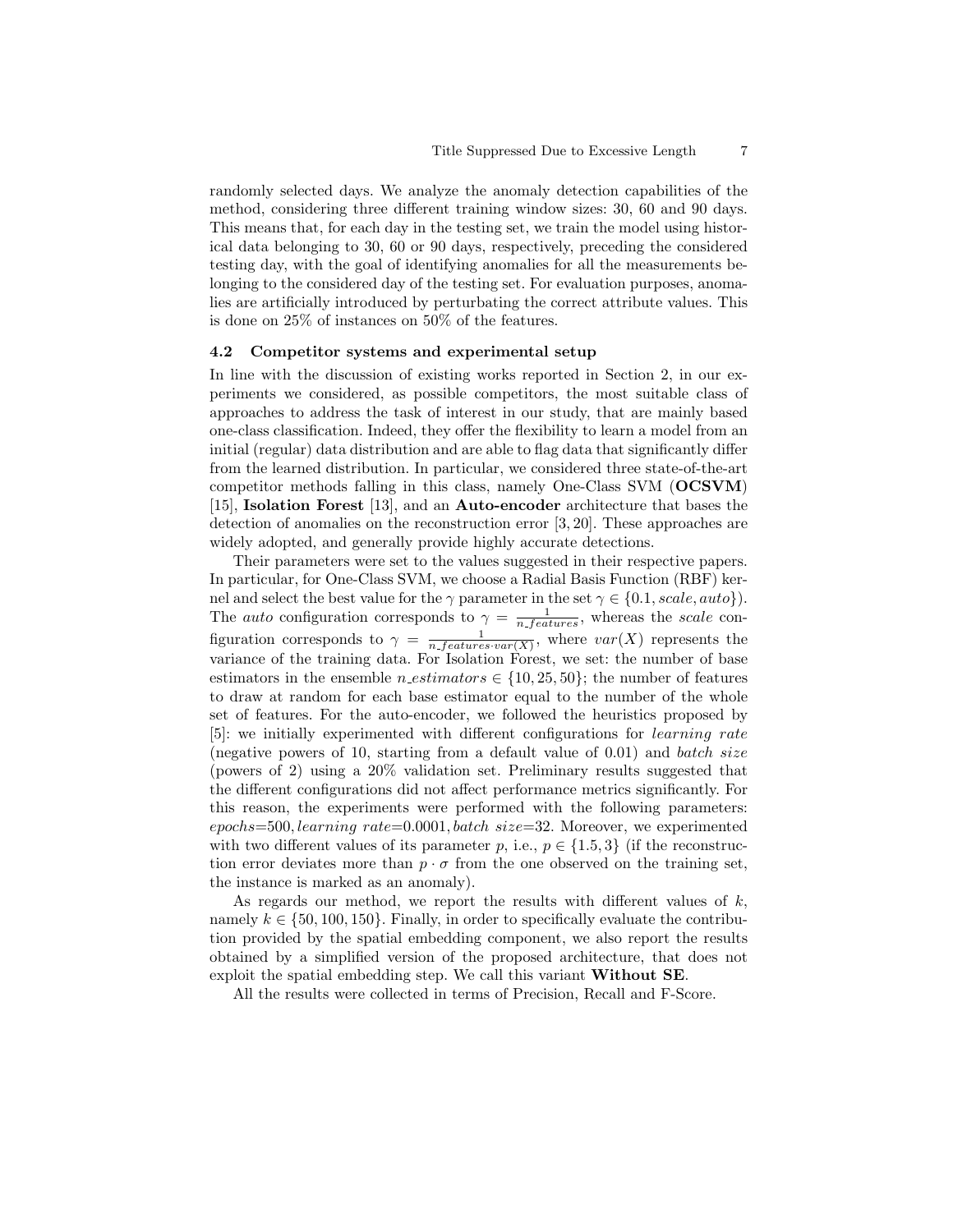randomly selected days. We analyze the anomaly detection capabilities of the method, considering three different training window sizes: 30, 60 and 90 days. This means that, for each day in the testing set, we train the model using historical data belonging to 30, 60 or 90 days, respectively, preceding the considered testing day, with the goal of identifying anomalies for all the measurements belonging to the considered day of the testing set. For evaluation purposes, anomalies are artificially introduced by perturbating the correct attribute values. This is done on 25% of instances on 50% of the features.

### 4.2 Competitor systems and experimental setup

In line with the discussion of existing works reported in Section 2, in our experiments we considered, as possible competitors, the most suitable class of approaches to address the task of interest in our study, that are mainly based one-class classification. Indeed, they offer the flexibility to learn a model from an initial (regular) data distribution and are able to flag data that significantly differ from the learned distribution. In particular, we considered three state-of-the-art competitor methods falling in this class, namely One-Class SVM (**OCSVM**) [15], **Isolation Forest** [13], and an **Auto-encoder** architecture that bases the detection of anomalies on the reconstruction error [3, 20]. These approaches are widely adopted, and generally provide highly accurate detections.

Their parameters were set to the values suggested in their respective papers. In particular, for One-Class SVM, we choose a Radial Basis Function (RBF) kernel and select the best value for the $\gamma$ parameter in the set $\gamma \in \{0.1, scale, auto\}$). The *auto* configuration corresponds to $\gamma = \frac{1}{n\_features}$, whereas the *scale* configuration corresponds to $\gamma = \frac{1}{n\_features \cdot var(X)}$, where $var(X)$ represents the variance of the training data. For Isolation Forest, we set: the number of base estimators in the ensemble $n\_estimators \in \{10, 25, 50\}$; the number of features to draw at random for each base estimator equal to the number of the whole set of features. For the auto-encoder, we followed the heuristics proposed by [5]: we initially experimented with different configurations for *learning rate* (negative powers of 10, starting from a default value of 0.01) and *batch size* (powers of 2) using a 20% validation set. Preliminary results suggested that the different configurations did not affect performance metrics significantly. For this reason, the experiments were performed with the following parameters: $epochs$=500, $learning\ rate$=0.0001, $batch\ size$=32. Moreover, we experimented with two different values of its parameter $p$, i.e., $p \in \{1.5, 3\}$ (if the reconstruction error deviates more than $p \cdot \sigma$ from the one observed on the training set, the instance is marked as an anomaly).

As regards our method, we report the results with different values of $k$, namely $k \in \{50, 100, 150\}$. Finally, in order to specifically evaluate the contribution provided by the spatial embedding component, we also report the results obtained by a simplified version of the proposed architecture, that does not exploit the spatial embedding step. We call this variant **Without SE**.

All the results were collected in terms of Precision, Recall and F-Score.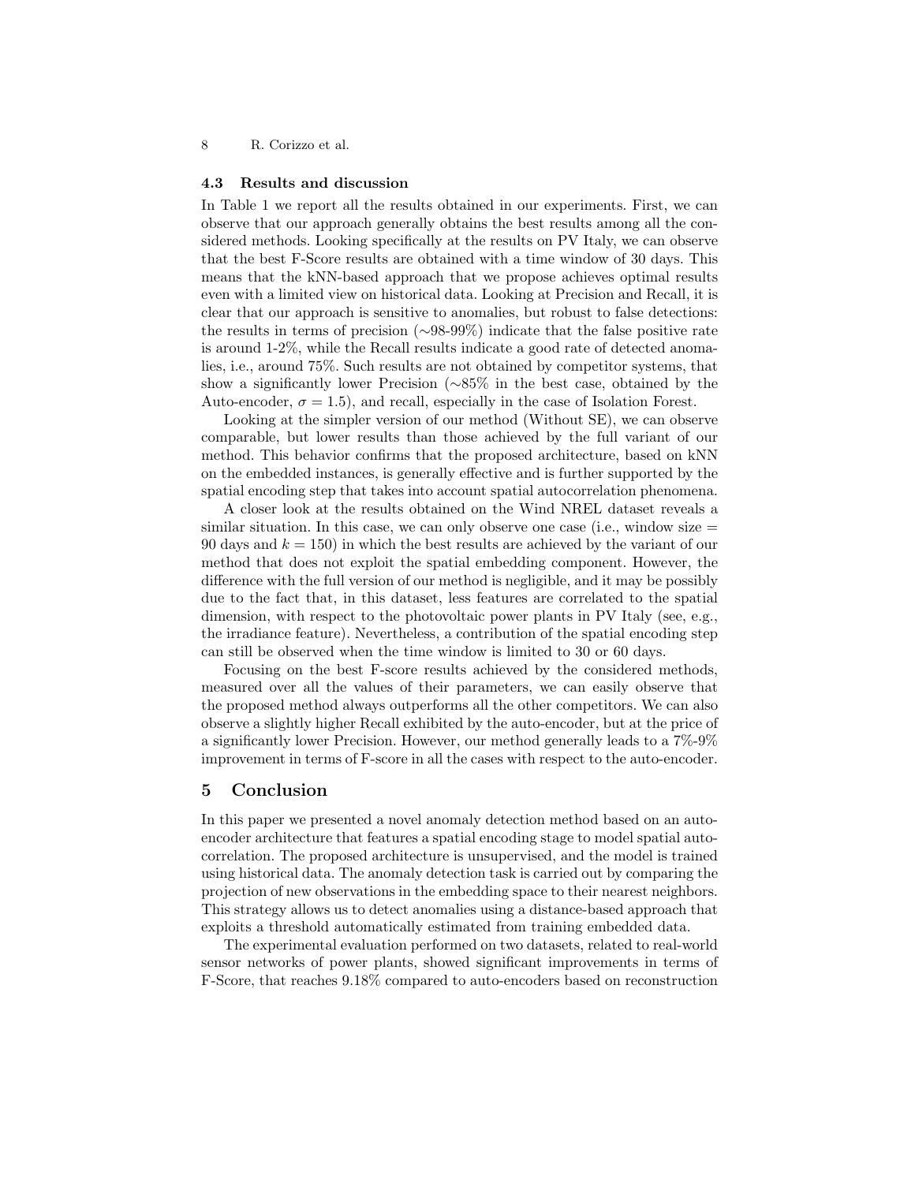### 4.3 Results and discussion

In Table 1 we report all the results obtained in our experiments. First, we can observe that our approach generally obtains the best results among all the considered methods. Looking specifically at the results on PV Italy, we can observe that the best F-Score results are obtained with a time window of 30 days. This means that the kNN-based approach that we propose achieves optimal results even with a limited view on historical data. Looking at Precision and Recall, it is clear that our approach is sensitive to anomalies, but robust to false detections: the results in terms of precision (∼98-99%) indicate that the false positive rate is around 1-2%, while the Recall results indicate a good rate of detected anomalies, i.e., around 75%. Such results are not obtained by competitor systems, that show a significantly lower Precision (∼85% in the best case, obtained by the Auto-encoder, $\sigma = 1.5$), and recall, especially in the case of Isolation Forest.

Looking at the simpler version of our method (Without SE), we can observe comparable, but lower results than those achieved by the full variant of our method. This behavior confirms that the proposed architecture, based on kNN on the embedded instances, is generally effective and is further supported by the spatial encoding step that takes into account spatial autocorrelation phenomena.

A closer look at the results obtained on the Wind NREL dataset reveals a similar situation. In this case, we can only observe one case (i.e., window size = 90 days and $k = 150$) in which the best results are achieved by the variant of our method that does not exploit the spatial embedding component. However, the difference with the full version of our method is negligible, and it may be possibly due to the fact that, in this dataset, less features are correlated to the spatial dimension, with respect to the photovoltaic power plants in PV Italy (see, e.g., the irradiance feature). Nevertheless, a contribution of the spatial encoding step can still be observed when the time window is limited to 30 or 60 days.

Focusing on the best F-score results achieved by the considered methods, measured over all the values of their parameters, we can easily observe that the proposed method always outperforms all the other competitors. We can also observe a slightly higher Recall exhibited by the auto-encoder, but at the price of a significantly lower Precision. However, our method generally leads to a 7%-9% improvement in terms of F-score in all the cases with respect to the auto-encoder.

## 5 Conclusion

In this paper we presented a novel anomaly detection method based on an auto-encoder architecture that features a spatial encoding stage to model spatial autocorrelation. The proposed architecture is unsupervised, and the model is trained using historical data. The anomaly detection task is carried out by comparing the projection of new observations in the embedding space to their nearest neighbors. This strategy allows us to detect anomalies using a distance-based approach that exploits a threshold automatically estimated from training embedded data.

The experimental evaluation performed on two datasets, related to real-world sensor networks of power plants, showed significant improvements in terms of F-Score, that reaches 9.18% compared to auto-encoders based on reconstruction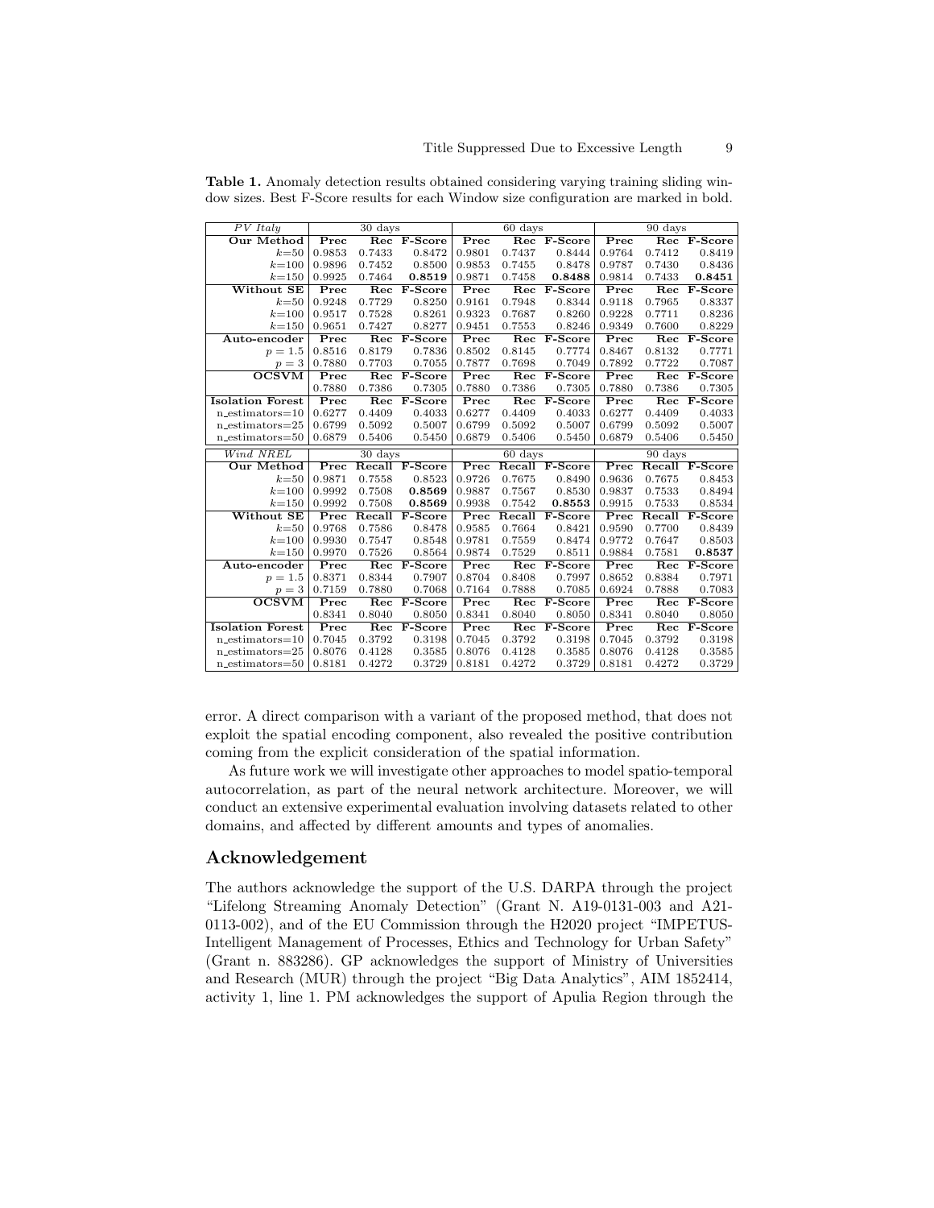**Table 1.** Anomaly detection results obtained considering varying training sliding window sizes. Best F-Score results for each Window size configuration are marked in bold.

| *PV Italy* | 30 days | | | 60 days | | | 90 days | | |
|---|---|---|---|---|---|---|---|---|---|
| **Our Method** | **Prec** | **Rec** | **F-Score** | **Prec** | **Rec** | **F-Score** | **Prec** | **Rec** | **F-Score** |
| $k$=50 | 0.9853 | 0.7433 | 0.8472 | 0.9801 | 0.7437 | 0.8444 | 0.9764 | 0.7412 | 0.8419 |
| $k$=100 | 0.9896 | 0.7452 | 0.8500 | 0.9853 | 0.7455 | 0.8478 | 0.9787 | 0.7430 | 0.8436 |
| $k$=150 | 0.9925 | 0.7464 | **0.8519** | 0.9871 | 0.7458 | **0.8488** | 0.9814 | 0.7433 | **0.8451** |
| **Without SE** | **Prec** | **Rec** | **F-Score** | **Prec** | **Rec** | **F-Score** | **Prec** | **Rec** | **F-Score** |
| $k$=50 | 0.9248 | 0.7729 | 0.8250 | 0.9161 | 0.7948 | 0.8344 | 0.9118 | 0.7965 | 0.8337 |
| $k$=100 | 0.9517 | 0.7528 | 0.8261 | 0.9323 | 0.7687 | 0.8260 | 0.9228 | 0.7711 | 0.8236 |
| $k$=150 | 0.9651 | 0.7427 | 0.8277 | 0.9451 | 0.7553 | 0.8246 | 0.9349 | 0.7600 | 0.8229 |
| **Auto-encoder** | **Prec** | **Rec** | **F-Score** | **Prec** | **Rec** | **F-Score** | **Prec** | **Rec** | **F-Score** |
| $p = 1.5$ | 0.8516 | 0.8179 | 0.7836 | 0.8502 | 0.8145 | 0.7774 | 0.8467 | 0.8132 | 0.7771 |
| $p = 3$ | 0.7880 | 0.7703 | 0.7055 | 0.7877 | 0.7698 | 0.7049 | 0.7892 | 0.7722 | 0.7087 |
| **OCSVM** | **Prec** | **Rec** | **F-Score** | **Prec** | **Rec** | **F-Score** | **Prec** | **Rec** | **F-Score** |
| | 0.7880 | 0.7386 | 0.7305 | 0.7880 | 0.7386 | 0.7305 | 0.7880 | 0.7386 | 0.7305 |
| **Isolation Forest** | **Prec** | **Rec** | **F-Score** | **Prec** | **Rec** | **F-Score** | **Prec** | **Rec** | **F-Score** |
| n_estimators=10 | 0.6277 | 0.4409 | 0.4033 | 0.6277 | 0.4409 | 0.4033 | 0.6277 | 0.4409 | 0.4033 |
| n_estimators=25 | 0.6799 | 0.5092 | 0.5007 | 0.6799 | 0.5092 | 0.5007 | 0.6799 | 0.5092 | 0.5007 |
| n_estimators=50 | 0.6879 | 0.5406 | 0.5450 | 0.6879 | 0.5406 | 0.5450 | 0.6879 | 0.5406 | 0.5450 |
| *Wind NREL* | 30 days | | | 60 days | | | 90 days | | |
| **Our Method** | **Prec** | **Recall** | **F-Score** | **Prec** | **Recall** | **F-Score** | **Prec** | **Recall** | **F-Score** |
| $k$=50 | 0.9871 | 0.7558 | 0.8523 | 0.9726 | 0.7675 | 0.8490 | 0.9636 | 0.7675 | 0.8453 |
| $k$=100 | 0.9992 | 0.7508 | **0.8569** | 0.9887 | 0.7567 | 0.8530 | 0.9837 | 0.7533 | 0.8494 |
| $k$=150 | 0.9992 | 0.7508 | **0.8569** | 0.9938 | 0.7542 | **0.8553** | 0.9915 | 0.7533 | 0.8534 |
| **Without SE** | **Prec** | **Recall** | **F-Score** | **Prec** | **Recall** | **F-Score** | **Prec** | **Recall** | **F-Score** |
| $k$=50 | 0.9768 | 0.7586 | 0.8478 | 0.9585 | 0.7664 | 0.8421 | 0.9590 | 0.7700 | 0.8439 |
| $k$=100 | 0.9930 | 0.7547 | 0.8548 | 0.9781 | 0.7559 | 0.8474 | 0.9772 | 0.7647 | 0.8503 |
| $k$=150 | 0.9970 | 0.7526 | 0.8564 | 0.9874 | 0.7529 | 0.8511 | 0.9884 | 0.7581 | **0.8537** |
| **Auto-encoder** | **Prec** | **Rec** | **F-Score** | **Prec** | **Rec** | **F-Score** | **Prec** | **Rec** | **F-Score** |
| $p = 1.5$ | 0.8371 | 0.8344 | 0.7907 | 0.8704 | 0.8408 | 0.7997 | 0.8652 | 0.8384 | 0.7971 |
| $p = 3$ | 0.7159 | 0.7880 | 0.7068 | 0.7164 | 0.7888 | 0.7085 | 0.6924 | 0.7888 | 0.7083 |
| **OCSVM** | **Prec** | **Rec** | **F-Score** | **Prec** | **Rec** | **F-Score** | **Prec** | **Rec** | **F-Score** |
| | 0.8341 | 0.8040 | 0.8050 | 0.8341 | 0.8040 | 0.8050 | 0.8341 | 0.8040 | 0.8050 |
| **Isolation Forest** | **Prec** | **Rec** | **F-Score** | **Prec** | **Rec** | **F-Score** | **Prec** | **Rec** | **F-Score** |
| n_estimators=10 | 0.7045 | 0.3792 | 0.3198 | 0.7045 | 0.3792 | 0.3198 | 0.7045 | 0.3792 | 0.3198 |
| n_estimators=25 | 0.8076 | 0.4128 | 0.3585 | 0.8076 | 0.4128 | 0.3585 | 0.8076 | 0.4128 | 0.3585 |
| n_estimators=50 | 0.8181 | 0.4272 | 0.3729 | 0.8181 | 0.4272 | 0.3729 | 0.8181 | 0.4272 | 0.3729 |

error. A direct comparison with a variant of the proposed method, that does not exploit the spatial encoding component, also revealed the positive contribution coming from the explicit consideration of the spatial information.

As future work we will investigate other approaches to model spatio-temporal autocorrelation, as part of the neural network architecture. Moreover, we will conduct an extensive experimental evaluation involving datasets related to other domains, and affected by different amounts and types of anomalies.

## Acknowledgement

The authors acknowledge the support of the U.S. DARPA through the project "Lifelong Streaming Anomaly Detection" (Grant N. A19-0131-003 and A21-0113-002), and of the EU Commission through the H2020 project "IMPETUS-Intelligent Management of Processes, Ethics and Technology for Urban Safety" (Grant n. 883286). GP acknowledges the support of Ministry of Universities and Research (MUR) through the project "Big Data Analytics", AIM 1852414, activity 1, line 1. PM acknowledges the support of Apulia Region through the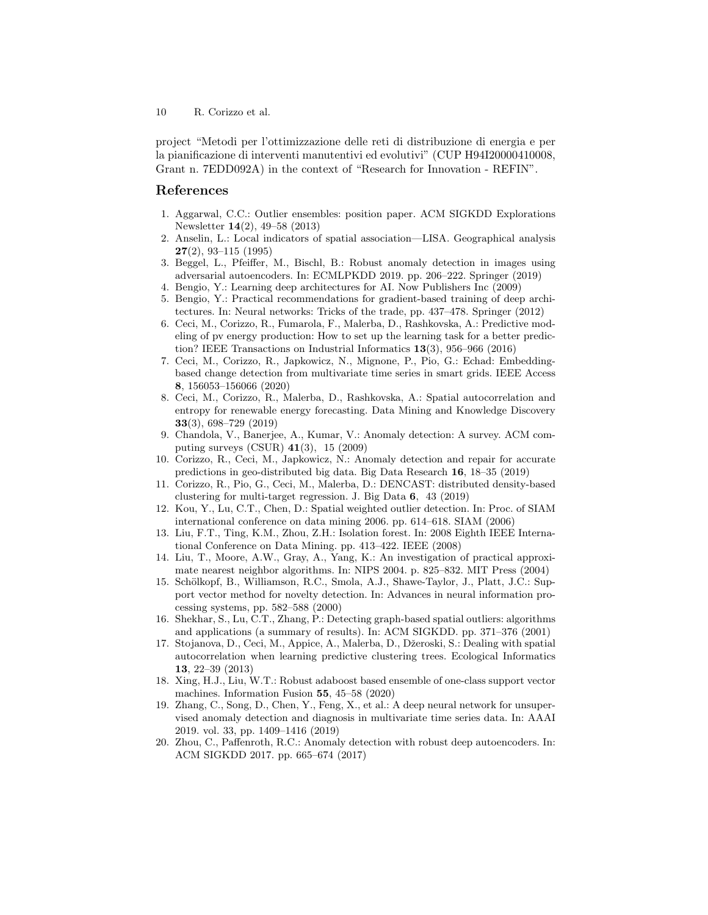project "Metodi per l'ottimizzazione delle reti di distribuzione di energia e per la pianificazione di interventi manutentivi ed evolutivi" (CUP H94I20000410008, Grant n. 7EDD092A) in the context of "Research for Innovation - REFIN".

## References

1. Aggarwal, C.C.: Outlier ensembles: position paper. ACM SIGKDD Explorations Newsletter **14**(2), 49–58 (2013)
2. Anselin, L.: Local indicators of spatial association—LISA. Geographical analysis **27**(2), 93–115 (1995)
3. Beggel, L., Pfeiffer, M., Bischl, B.: Robust anomaly detection in images using adversarial autoencoders. In: ECMLPKDD 2019. pp. 206–222. Springer (2019)
4. Bengio, Y.: Learning deep architectures for AI. Now Publishers Inc (2009)
5. Bengio, Y.: Practical recommendations for gradient-based training of deep architectures. In: Neural networks: Tricks of the trade, pp. 437–478. Springer (2012)
6. Ceci, M., Corizzo, R., Fumarola, F., Malerba, D., Rashkovska, A.: Predictive modeling of pv energy production: How to set up the learning task for a better prediction? IEEE Transactions on Industrial Informatics **13**(3), 956–966 (2016)
7. Ceci, M., Corizzo, R., Japkowicz, N., Mignone, P., Pio, G.: Echad: Embedding-based change detection from multivariate time series in smart grids. IEEE Access **8**, 156053–156066 (2020)
8. Ceci, M., Corizzo, R., Malerba, D., Rashkovska, A.: Spatial autocorrelation and entropy for renewable energy forecasting. Data Mining and Knowledge Discovery **33**(3), 698–729 (2019)
9. Chandola, V., Banerjee, A., Kumar, V.: Anomaly detection: A survey. ACM computing surveys (CSUR) **41**(3), 15 (2009)
10. Corizzo, R., Ceci, M., Japkowicz, N.: Anomaly detection and repair for accurate predictions in geo-distributed big data. Big Data Research **16**, 18–35 (2019)
11. Corizzo, R., Pio, G., Ceci, M., Malerba, D.: DENCAST: distributed density-based clustering for multi-target regression. J. Big Data **6**, 43 (2019)
12. Kou, Y., Lu, C.T., Chen, D.: Spatial weighted outlier detection. In: Proc. of SIAM international conference on data mining 2006. pp. 614–618. SIAM (2006)
13. Liu, F.T., Ting, K.M., Zhou, Z.H.: Isolation forest. In: 2008 Eighth IEEE International Conference on Data Mining. pp. 413–422. IEEE (2008)
14. Liu, T., Moore, A.W., Gray, A., Yang, K.: An investigation of practical approximate nearest neighbor algorithms. In: NIPS 2004. p. 825–832. MIT Press (2004)
15. Schölkopf, B., Williamson, R.C., Smola, A.J., Shawe-Taylor, J., Platt, J.C.: Support vector method for novelty detection. In: Advances in neural information processing systems, pp. 582–588 (2000)
16. Shekhar, S., Lu, C.T., Zhang, P.: Detecting graph-based spatial outliers: algorithms and applications (a summary of results). In: ACM SIGKDD. pp. 371–376 (2001)
17. Stojanova, D., Ceci, M., Appice, A., Malerba, D., Džeroski, S.: Dealing with spatial autocorrelation when learning predictive clustering trees. Ecological Informatics **13**, 22–39 (2013)
18. Xing, H.J., Liu, W.T.: Robust adaboost based ensemble of one-class support vector machines. Information Fusion **55**, 45–58 (2020)
19. Zhang, C., Song, D., Chen, Y., Feng, X., et al.: A deep neural network for unsupervised anomaly detection and diagnosis in multivariate time series data. In: AAAI 2019. vol. 33, pp. 1409–1416 (2019)
20. Zhou, C., Paffenroth, R.C.: Anomaly detection with robust deep autoencoders. In: ACM SIGKDD 2017. pp. 665–674 (2017)